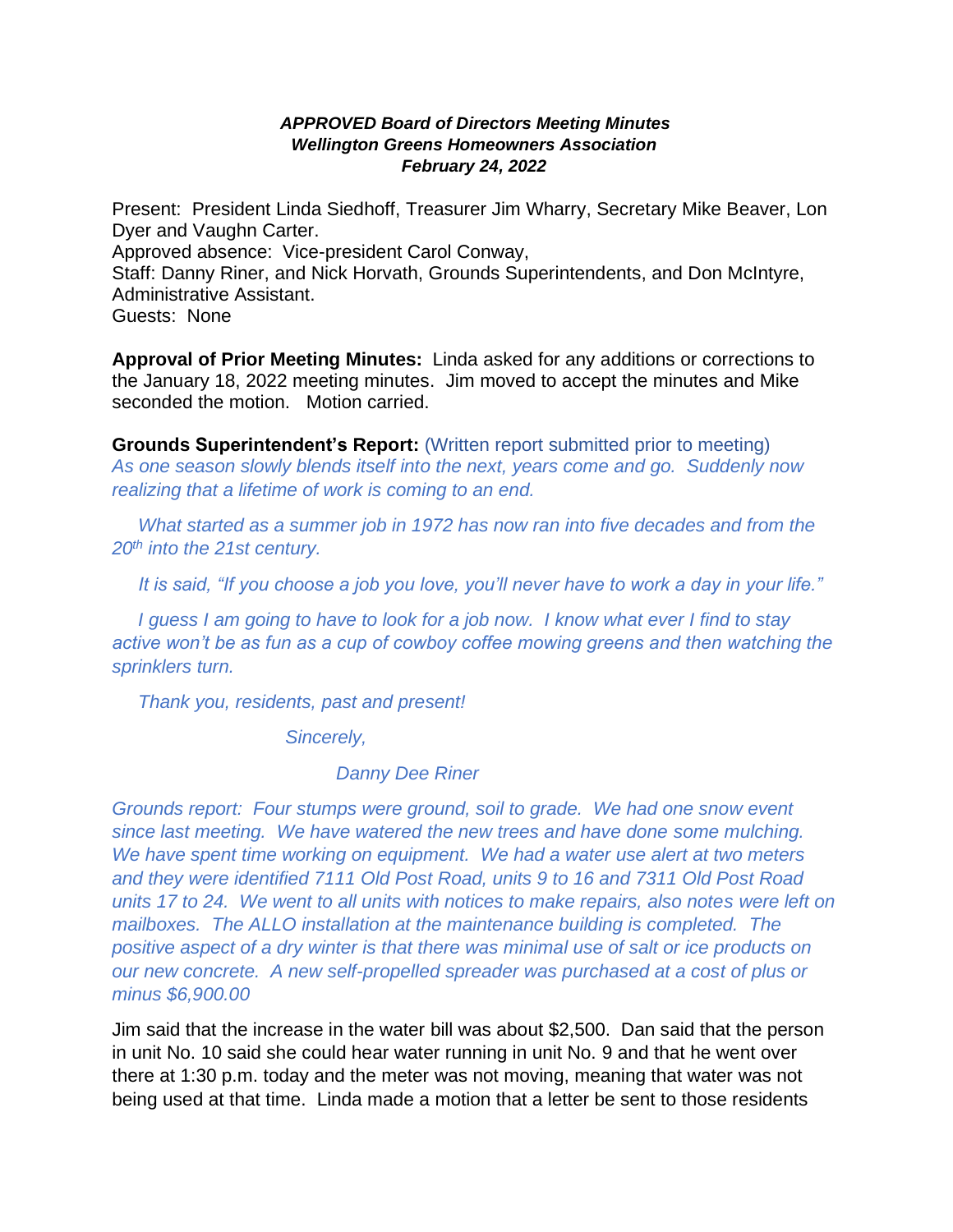***APPROVED Board of Directors Meeting Minutes***
***Wellington Greens Homeowners Association***
***February 24, 2022***

Present: President Linda Siedhoff, Treasurer Jim Wharry, Secretary Mike Beaver, Lon Dyer and Vaughn Carter.
Approved absence: Vice-president Carol Conway,
Staff: Danny Riner, and Nick Horvath, Grounds Superintendents, and Don McIntyre, Administrative Assistant.
Guests: None

**Approval of Prior Meeting Minutes:** Linda asked for any additions or corrections to the January 18, 2022 meeting minutes. Jim moved to accept the minutes and Mike seconded the motion. Motion carried.

**Grounds Superintendent's Report:** (Written report submitted prior to meeting)
*As one season slowly blends itself into the next, years come and go. Suddenly now realizing that a lifetime of work is coming to an end.*

*What started as a summer job in 1972 has now ran into five decades and from the 20th into the 21st century.*

*It is said, "If you choose a job you love, you'll never have to work a day in your life."*

*I guess I am going to have to look for a job now. I know what ever I find to stay active won't be as fun as a cup of cowboy coffee mowing greens and then watching the sprinklers turn.*

*Thank you, residents, past and present!*

*Sincerely,*

*Danny Dee Riner*

*Grounds report: Four stumps were ground, soil to grade. We had one snow event since last meeting. We have watered the new trees and have done some mulching. We have spent time working on equipment. We had a water use alert at two meters and they were identified 7111 Old Post Road, units 9 to 16 and 7311 Old Post Road units 17 to 24. We went to all units with notices to make repairs, also notes were left on mailboxes. The ALLO installation at the maintenance building is completed. The positive aspect of a dry winter is that there was minimal use of salt or ice products on our new concrete. A new self-propelled spreader was purchased at a cost of plus or minus $6,900.00*

Jim said that the increase in the water bill was about $2,500. Dan said that the person in unit No. 10 said she could hear water running in unit No. 9 and that he went over there at 1:30 p.m. today and the meter was not moving, meaning that water was not being used at that time. Linda made a motion that a letter be sent to those residents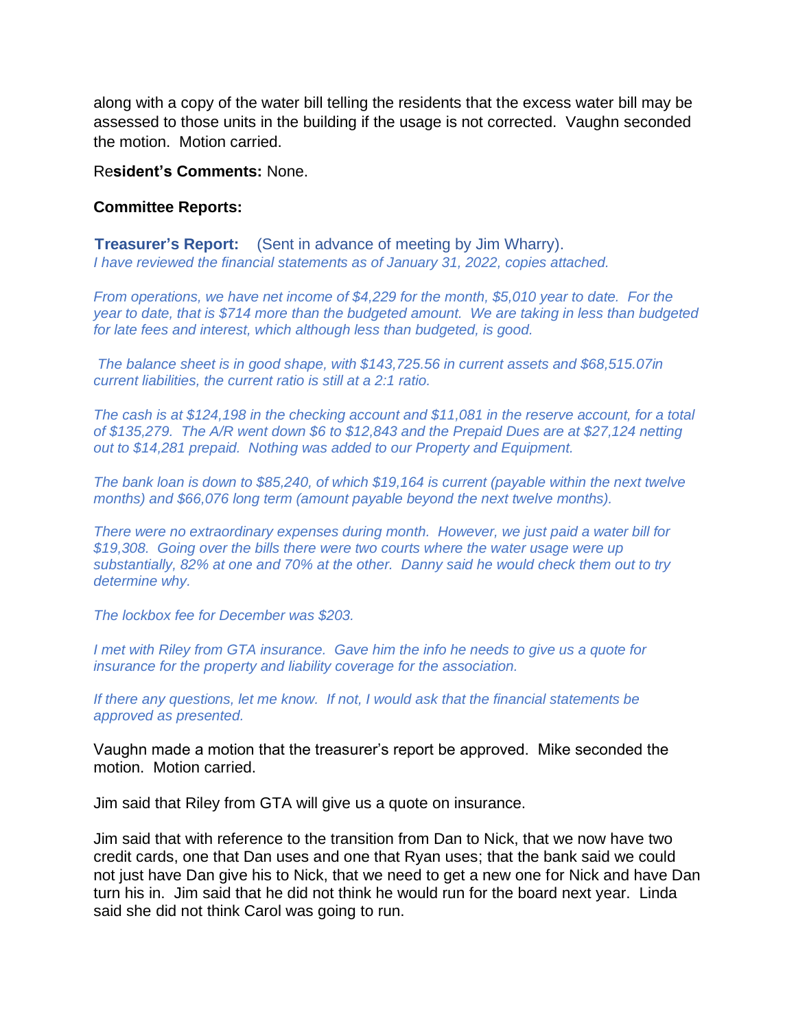along with a copy of the water bill telling the residents that the excess water bill may be assessed to those units in the building if the usage is not corrected. Vaughn seconded the motion. Motion carried.

Re**sident's Comments:** None.

**Committee Reports:**

**Treasurer's Report:** (Sent in advance of meeting by Jim Wharry).

*I have reviewed the financial statements as of January 31, 2022, copies attached.*

*From operations, we have net income of $4,229 for the month, $5,010 year to date. For the year to date, that is $714 more than the budgeted amount. We are taking in less than budgeted for late fees and interest, which although less than budgeted, is good.*

*The balance sheet is in good shape, with $143,725.56 in current assets and $68,515.07in current liabilities, the current ratio is still at a 2:1 ratio.*

*The cash is at $124,198 in the checking account and $11,081 in the reserve account, for a total of $135,279. The A/R went down $6 to $12,843 and the Prepaid Dues are at $27,124 netting out to $14,281 prepaid. Nothing was added to our Property and Equipment.*

*The bank loan is down to $85,240, of which $19,164 is current (payable within the next twelve months) and $66,076 long term (amount payable beyond the next twelve months).*

*There were no extraordinary expenses during month. However, we just paid a water bill for $19,308. Going over the bills there were two courts where the water usage were up substantially, 82% at one and 70% at the other. Danny said he would check them out to try determine why.*

*The lockbox fee for December was $203.*

*I met with Riley from GTA insurance. Gave him the info he needs to give us a quote for insurance for the property and liability coverage for the association.*

*If there any questions, let me know. If not, I would ask that the financial statements be approved as presented.*

Vaughn made a motion that the treasurer's report be approved. Mike seconded the motion. Motion carried.

Jim said that Riley from GTA will give us a quote on insurance.

Jim said that with reference to the transition from Dan to Nick, that we now have two credit cards, one that Dan uses and one that Ryan uses; that the bank said we could not just have Dan give his to Nick, that we need to get a new one for Nick and have Dan turn his in. Jim said that he did not think he would run for the board next year. Linda said she did not think Carol was going to run.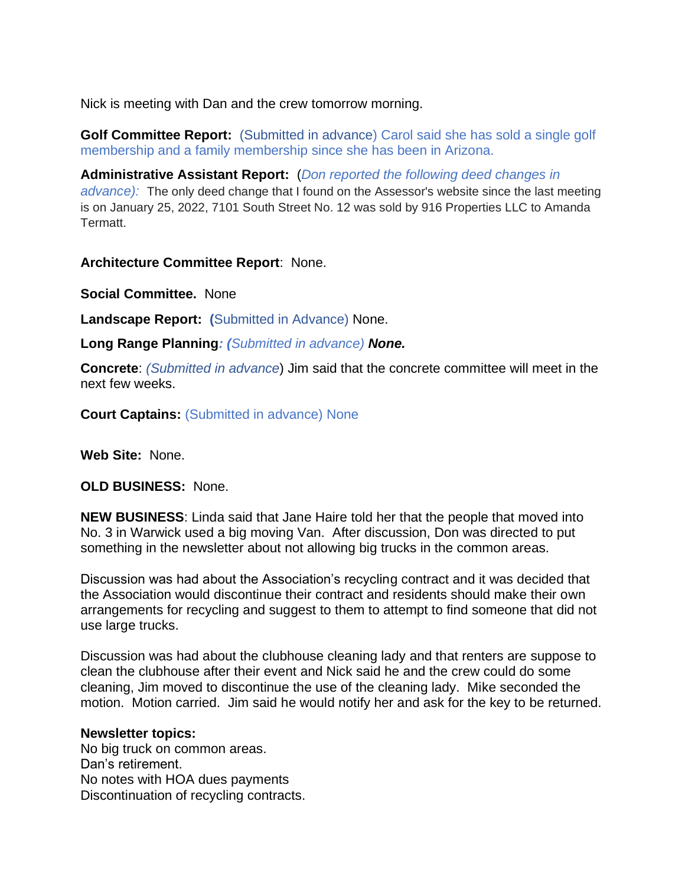Nick is meeting with Dan and the crew tomorrow morning.

**Golf Committee Report:** (Submitted in advance) Carol said she has sold a single golf membership and a family membership since she has been in Arizona.

**Administrative Assistant Report:** (*Don reported the following deed changes in advance):* The only deed change that I found on the Assessor's website since the last meeting is on January 25, 2022, 7101 South Street No. 12 was sold by 916 Properties LLC to Amanda Termatt.

**Architecture Committee Report**: None.

**Social Committee.** None

**Landscape Report:** **(**Submitted in Advance) None.

**Long Range Planning***: (*Submitted in advance*) **None.***

**Concrete**: *(Submitted in advance*) Jim said that the concrete committee will meet in the next few weeks.

**Court Captains:** (Submitted in advance) None

**Web Site:** None.

**OLD BUSINESS:** None.

**NEW BUSINESS**: Linda said that Jane Haire told her that the people that moved into No. 3 in Warwick used a big moving Van. After discussion, Don was directed to put something in the newsletter about not allowing big trucks in the common areas.

Discussion was had about the Association's recycling contract and it was decided that the Association would discontinue their contract and residents should make their own arrangements for recycling and suggest to them to attempt to find someone that did not use large trucks.

Discussion was had about the clubhouse cleaning lady and that renters are suppose to clean the clubhouse after their event and Nick said he and the crew could do some cleaning, Jim moved to discontinue the use of the cleaning lady. Mike seconded the motion. Motion carried. Jim said he would notify her and ask for the key to be returned.

**Newsletter topics:**
No big truck on common areas.
Dan's retirement.
No notes with HOA dues payments
Discontinuation of recycling contracts.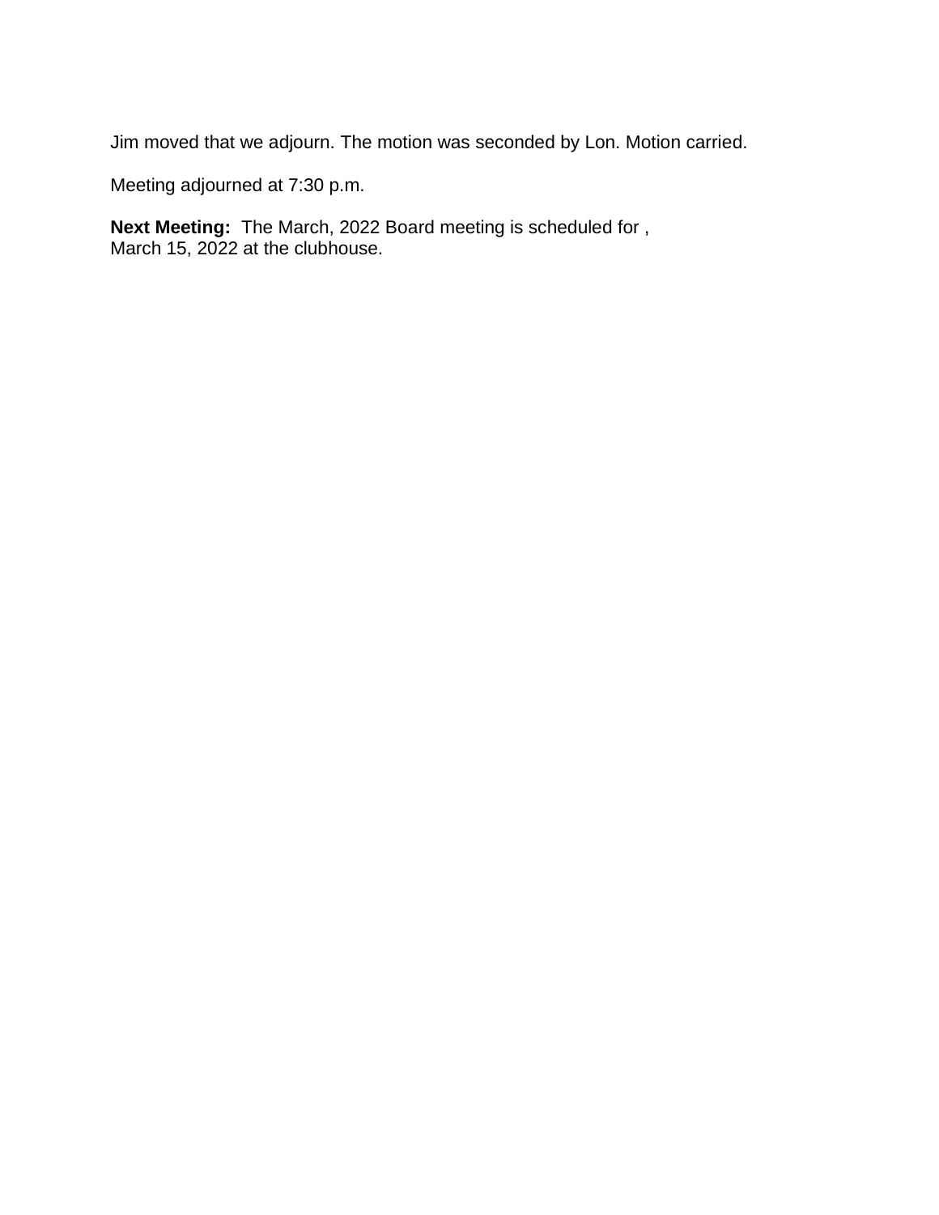Jim moved that we adjourn. The motion was seconded by Lon. Motion carried.

Meeting adjourned at 7:30 p.m.

**Next Meeting:** The March, 2022 Board meeting is scheduled for ,
March 15, 2022 at the clubhouse.